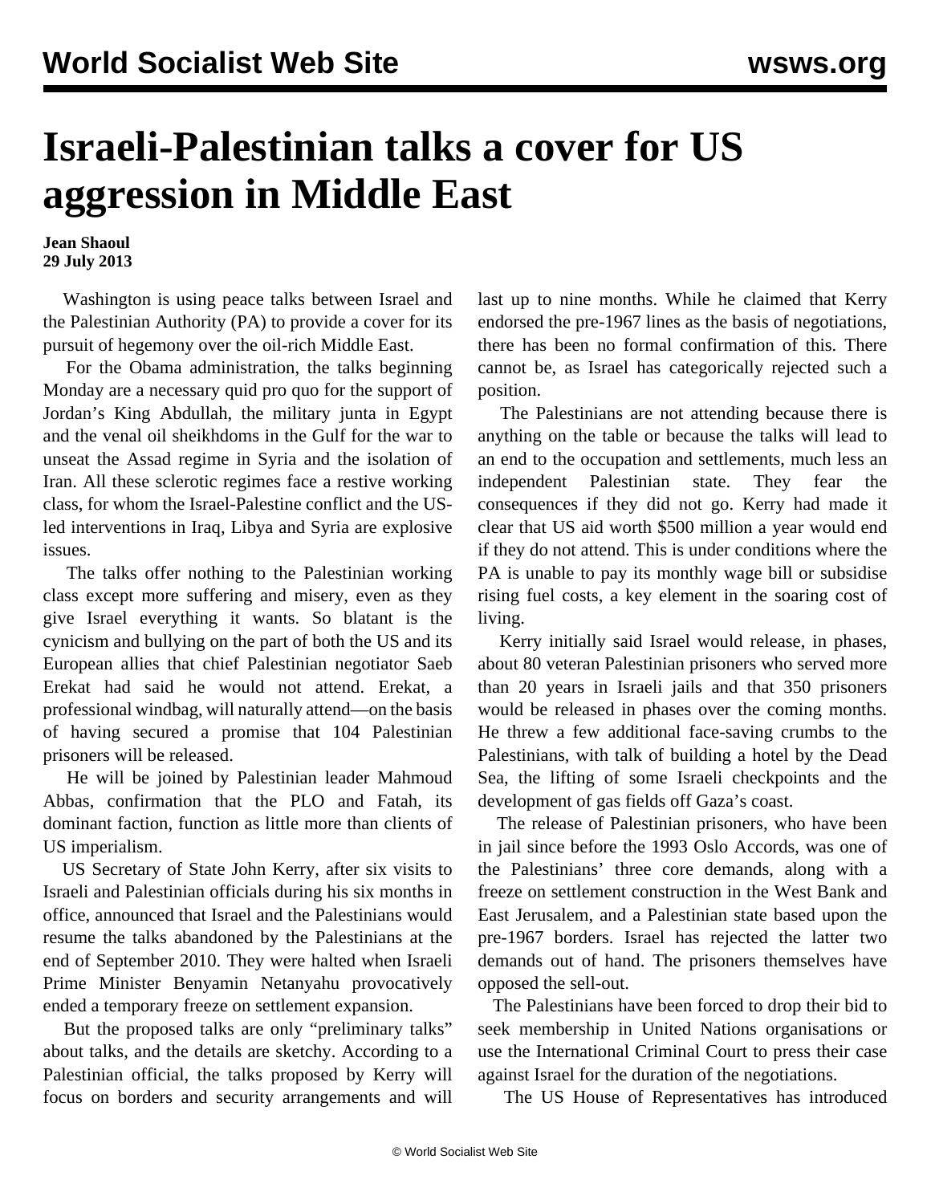# Israeli-Palestinian talks a cover for US aggression in Middle East

**Jean Shaoul**
**29 July 2013**

Washington is using peace talks between Israel and the Palestinian Authority (PA) to provide a cover for its pursuit of hegemony over the oil-rich Middle East.

For the Obama administration, the talks beginning Monday are a necessary quid pro quo for the support of Jordan's King Abdullah, the military junta in Egypt and the venal oil sheikhdoms in the Gulf for the war to unseat the Assad regime in Syria and the isolation of Iran. All these sclerotic regimes face a restive working class, for whom the Israel-Palestine conflict and the US-led interventions in Iraq, Libya and Syria are explosive issues.

The talks offer nothing to the Palestinian working class except more suffering and misery, even as they give Israel everything it wants. So blatant is the cynicism and bullying on the part of both the US and its European allies that chief Palestinian negotiator Saeb Erekat had said he would not attend. Erekat, a professional windbag, will naturally attend—on the basis of having secured a promise that 104 Palestinian prisoners will be released.

He will be joined by Palestinian leader Mahmoud Abbas, confirmation that the PLO and Fatah, its dominant faction, function as little more than clients of US imperialism.

US Secretary of State John Kerry, after six visits to Israeli and Palestinian officials during his six months in office, announced that Israel and the Palestinians would resume the talks abandoned by the Palestinians at the end of September 2010. They were halted when Israeli Prime Minister Benyamin Netanyahu provocatively ended a temporary freeze on settlement expansion.

But the proposed talks are only "preliminary talks" about talks, and the details are sketchy. According to a Palestinian official, the talks proposed by Kerry will focus on borders and security arrangements and will last up to nine months. While he claimed that Kerry endorsed the pre-1967 lines as the basis of negotiations, there has been no formal confirmation of this. There cannot be, as Israel has categorically rejected such a position.

The Palestinians are not attending because there is anything on the table or because the talks will lead to an end to the occupation and settlements, much less an independent Palestinian state. They fear the consequences if they did not go. Kerry had made it clear that US aid worth $500 million a year would end if they do not attend. This is under conditions where the PA is unable to pay its monthly wage bill or subsidise rising fuel costs, a key element in the soaring cost of living.

Kerry initially said Israel would release, in phases, about 80 veteran Palestinian prisoners who served more than 20 years in Israeli jails and that 350 prisoners would be released in phases over the coming months. He threw a few additional face-saving crumbs to the Palestinians, with talk of building a hotel by the Dead Sea, the lifting of some Israeli checkpoints and the development of gas fields off Gaza's coast.

The release of Palestinian prisoners, who have been in jail since before the 1993 Oslo Accords, was one of the Palestinians' three core demands, along with a freeze on settlement construction in the West Bank and East Jerusalem, and a Palestinian state based upon the pre-1967 borders. Israel has rejected the latter two demands out of hand. The prisoners themselves have opposed the sell-out.

The Palestinians have been forced to drop their bid to seek membership in United Nations organisations or use the International Criminal Court to press their case against Israel for the duration of the negotiations.

The US House of Representatives has introduced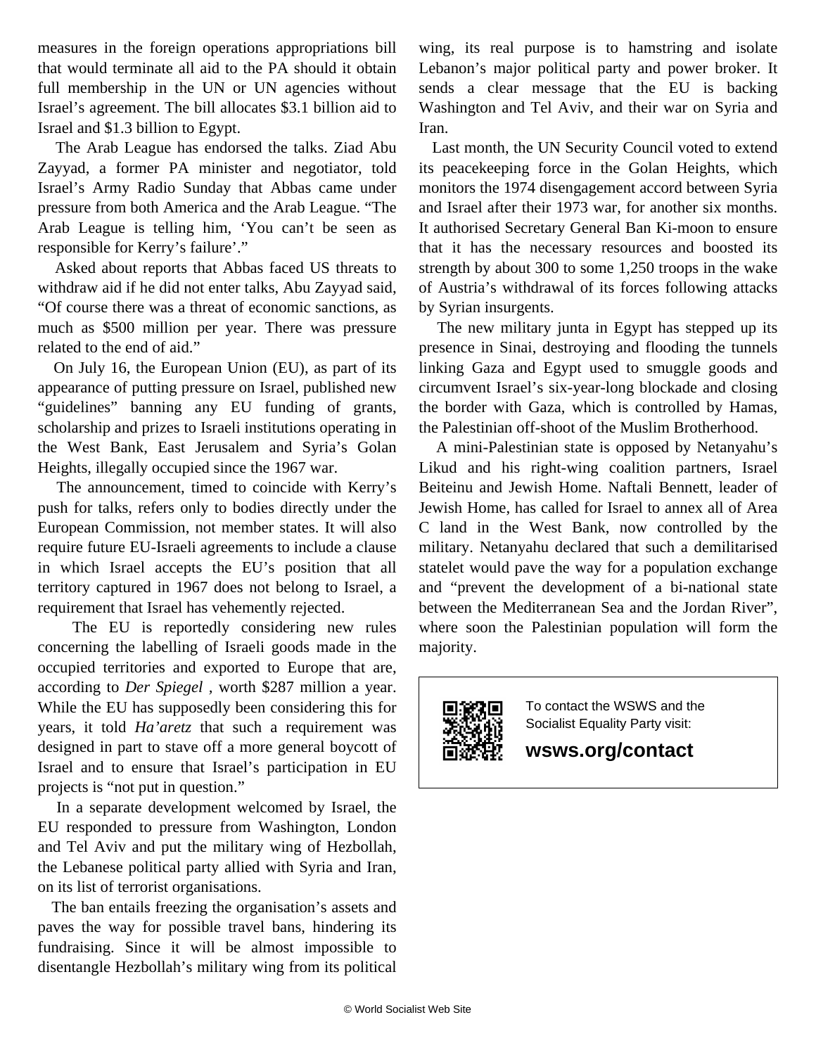measures in the foreign operations appropriations bill that would terminate all aid to the PA should it obtain full membership in the UN or UN agencies without Israel's agreement. The bill allocates $3.1 billion aid to Israel and $1.3 billion to Egypt.

The Arab League has endorsed the talks. Ziad Abu Zayyad, a former PA minister and negotiator, told Israel's Army Radio Sunday that Abbas came under pressure from both America and the Arab League. "The Arab League is telling him, 'You can't be seen as responsible for Kerry's failure'."

Asked about reports that Abbas faced US threats to withdraw aid if he did not enter talks, Abu Zayyad said, "Of course there was a threat of economic sanctions, as much as $500 million per year. There was pressure related to the end of aid."

On July 16, the European Union (EU), as part of its appearance of putting pressure on Israel, published new "guidelines" banning any EU funding of grants, scholarship and prizes to Israeli institutions operating in the West Bank, East Jerusalem and Syria's Golan Heights, illegally occupied since the 1967 war.

The announcement, timed to coincide with Kerry's push for talks, refers only to bodies directly under the European Commission, not member states. It will also require future EU-Israeli agreements to include a clause in which Israel accepts the EU's position that all territory captured in 1967 does not belong to Israel, a requirement that Israel has vehemently rejected.

The EU is reportedly considering new rules concerning the labelling of Israeli goods made in the occupied territories and exported to Europe that are, according to *Der Spiegel* , worth $287 million a year. While the EU has supposedly been considering this for years, it told *Ha'aretz* that such a requirement was designed in part to stave off a more general boycott of Israel and to ensure that Israel's participation in EU projects is "not put in question."

In a separate development welcomed by Israel, the EU responded to pressure from Washington, London and Tel Aviv and put the military wing of Hezbollah, the Lebanese political party allied with Syria and Iran, on its list of terrorist organisations.

The ban entails freezing the organisation's assets and paves the way for possible travel bans, hindering its fundraising. Since it will be almost impossible to disentangle Hezbollah's military wing from its political wing, its real purpose is to hamstring and isolate Lebanon's major political party and power broker. It sends a clear message that the EU is backing Washington and Tel Aviv, and their war on Syria and Iran.

Last month, the UN Security Council voted to extend its peacekeeping force in the Golan Heights, which monitors the 1974 disengagement accord between Syria and Israel after their 1973 war, for another six months. It authorised Secretary General Ban Ki-moon to ensure that it has the necessary resources and boosted its strength by about 300 to some 1,250 troops in the wake of Austria's withdrawal of its forces following attacks by Syrian insurgents.

The new military junta in Egypt has stepped up its presence in Sinai, destroying and flooding the tunnels linking Gaza and Egypt used to smuggle goods and circumvent Israel's six-year-long blockade and closing the border with Gaza, which is controlled by Hamas, the Palestinian off-shoot of the Muslim Brotherhood.

A mini-Palestinian state is opposed by Netanyahu's Likud and his right-wing coalition partners, Israel Beiteinu and Jewish Home. Naftali Bennett, leader of Jewish Home, has called for Israel to annex all of Area C land in the West Bank, now controlled by the military. Netanyahu declared that such a demilitarised statelet would pave the way for a population exchange and "prevent the development of a bi-national state between the Mediterranean Sea and the Jordan River", where soon the Palestinian population will form the majority.

To contact the WSWS and the Socialist Equality Party visit:

**wsws.org/contact**